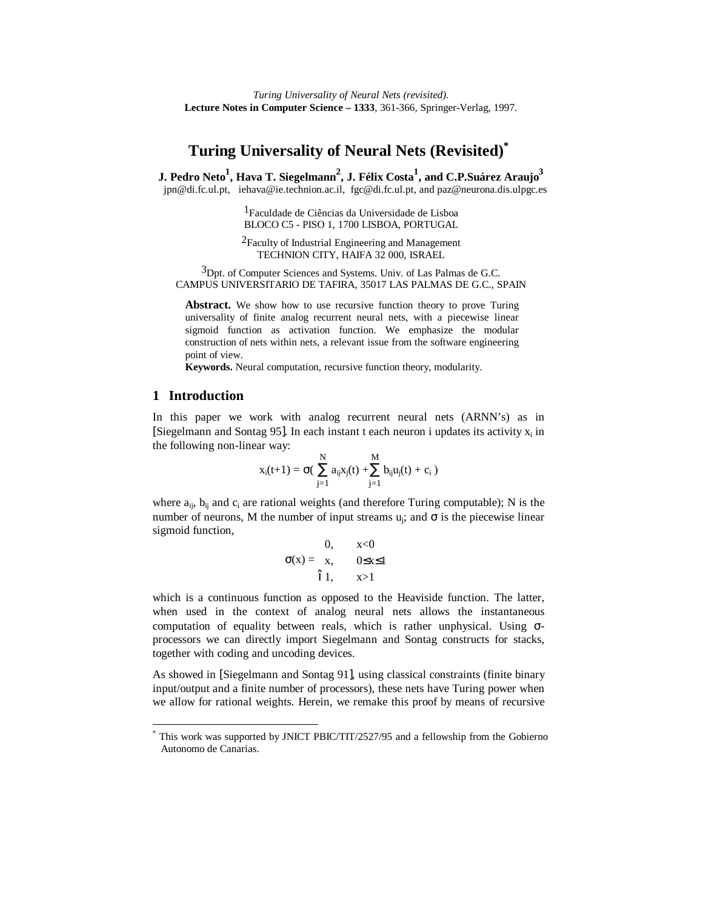*Turing Universality of Neural Nets (revisited).*
**Lecture Notes in Computer Science – 1333**, 361-366, Springer-Verlag, 1997.

# Turing Universality of Neural Nets (Revisited)*

**J. Pedro Neto[1], Hava T. Siegelmann[2], J. Félix Costa[1], and C.P.Suárez Araujo[3]**

jpn@di.fc.ul.pt, iehava@ie.technion.ac.il, fgc@di.fc.ul.pt, and paz@neurona.dis.ulpgc.es

[1]Faculdade de Ciências da Universidade de Lisboa
BLOCO C5 - PISO 1, 1700 LISBOA, PORTUGAL

[2]Faculty of Industrial Engineering and Management
TECHNION CITY, HAIFA 32 000, ISRAEL

[3]Dpt. of Computer Sciences and Systems. Univ. of Las Palmas de G.C.
CAMPUS UNIVERSITARIO DE TAFIRA, 35017 LAS PALMAS DE G.C., SPAIN

**Abstract.** We show how to use recursive function theory to prove Turing universality of finite analog recurrent neural nets, with a piecewise linear sigmoid function as activation function. We emphasize the modular construction of nets within nets, a relevant issue from the software engineering point of view.

**Keywords.** Neural computation, recursive function theory, modularity.

## 1 Introduction

In this paper we work with analog recurrent neural nets (ARNN's) as in [Siegelmann and Sontag 95]. In each instant t each neuron i updates its activity $x_i$ in the following non-linear way:

$$x_i(t+1) = \sigma\left( \sum_{j=1}^{N} a_{ij}x_j(t) + \sum_{j=1}^{M} b_{ij}u_j(t) + c_i \right)$$

where $a_{ij}$, $b_{ij}$ and $c_i$ are rational weights (and therefore Turing computable); N is the number of neurons, M the number of input streams $u_j$; and $\sigma$ is the piecewise linear sigmoid function,

$$\sigma(x) = \begin{cases} 0, & x<0 \\ x, & 0\leq x\leq 1 \\ 1, & x>1 \end{cases}$$

which is a continuous function as opposed to the Heaviside function. The latter, when used in the context of analog neural nets allows the instantaneous computation of equality between reals, which is rather unphysical. Using $\sigma$-processors we can directly import Siegelmann and Sontag constructs for stacks, together with coding and uncoding devices.

As showed in [Siegelmann and Sontag 91], using classical constraints (finite binary input/output and a finite number of processors), these nets have Turing power when we allow for rational weights. Herein, we remake this proof by means of recursive

* This work was supported by JNICT PBIC/TIT/2527/95 and a fellowship from the Gobierno Autonomo de Canarias.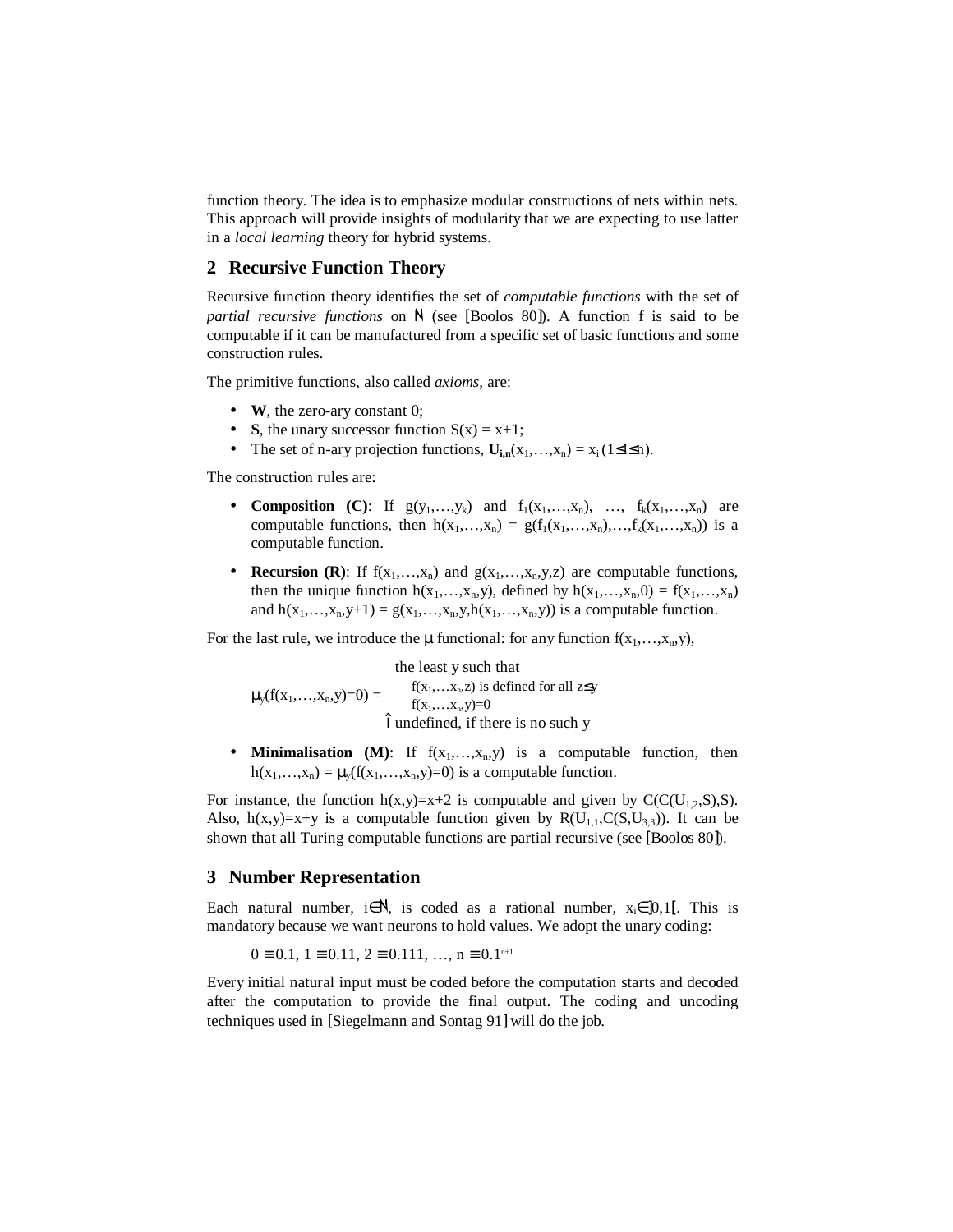function theory. The idea is to emphasize modular constructions of nets within nets. This approach will provide insights of modularity that we are expecting to use latter in a *local learning* theory for hybrid systems.

## 2 Recursive Function Theory

Recursive function theory identifies the set of *computable functions* with the set of *partial recursive functions* on $\mathbb{N}$ (see [Boolos 80]). A function f is said to be computable if it can be manufactured from a specific set of basic functions and some construction rules.

The primitive functions, also called *axioms*, are:

- **W**, the zero-ary constant 0;
- **S**, the unary successor function $S(x) = x+1$;
- The set of n-ary projection functions, $\mathbf{U_{i,n}}(x_1,\ldots,x_n) = x_i$ $(1 \leq i \leq n)$.

The construction rules are:

- **Composition (C)**: If $g(y_1,\ldots,y_k)$ and $f_1(x_1,\ldots,x_n)$, …, $f_k(x_1,\ldots,x_n)$ are computable functions, then $h(x_1,\ldots,x_n) = g(f_1(x_1,\ldots,x_n),\ldots,f_k(x_1,\ldots,x_n))$ is a computable function.

- **Recursion (R)**: If $f(x_1,\ldots,x_n)$ and $g(x_1,\ldots,x_n,y,z)$ are computable functions, then the unique function $h(x_1,\ldots,x_n,y)$, defined by $h(x_1,\ldots,x_n,0) = f(x_1,\ldots,x_n)$ and $h(x_1,\ldots,x_n,y+1) = g(x_1,\ldots,x_n,y,h(x_1,\ldots,x_n,y))$ is a computable function.

For the last rule, we introduce the $\mu$ functional: for any function $f(x_1,\ldots,x_n,y)$,

$$\mu_y(f(x_1,\ldots,x_n,y)=0) = \begin{cases} \text{the least } y \text{ such that} \begin{cases} f(x_1,\ldots x_n,z) \text{ is defined for all } z \leq y \\ f(x_1,\ldots x_n,y)=0 \end{cases} \\ \text{undefined, if there is no such } y \end{cases}$$

- **Minimalisation (M)**: If $f(x_1,\ldots,x_n,y)$ is a computable function, then $h(x_1,\ldots,x_n) = \mu_y(f(x_1,\ldots,x_n,y)=0)$ is a computable function.

For instance, the function $h(x,y)=x+2$ is computable and given by $C(C(U_{1,2},S),S)$. Also, $h(x,y)=x+y$ is a computable function given by $R(U_{1,1},C(S,U_{3,3}))$. It can be shown that all Turing computable functions are partial recursive (see [Boolos 80]).

## 3 Number Representation

Each natural number, $i \in \mathbb{N}$, is coded as a rational number, $x_i \in ]0,1[$. This is mandatory because we want neurons to hold values. We adopt the unary coding:

$0 \equiv 0.1$, $1 \equiv 0.11$, $2 \equiv 0.111$, …, $n \equiv 0.1^{n+1}$

Every initial natural input must be coded before the computation starts and decoded after the computation to provide the final output. The coding and uncoding techniques used in [Siegelmann and Sontag 91] will do the job.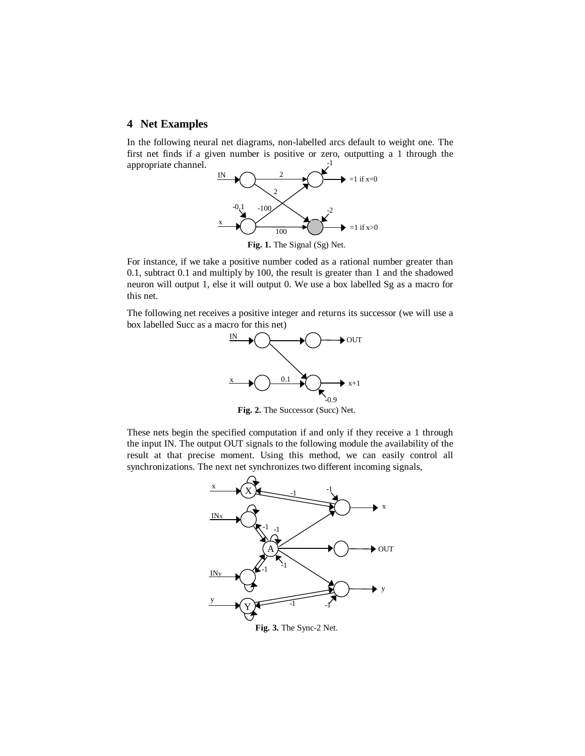## 4 Net Examples

In the following neural net diagrams, non-labelled arcs default to weight one. The first net finds if a given number is positive or zero, outputting a 1 through the appropriate channel.

**Fig. 1.** The Signal (Sg) Net.

For instance, if we take a positive number coded as a rational number greater than 0.1, subtract 0.1 and multiply by 100, the result is greater than 1 and the shadowed neuron will output 1, else it will output 0. We use a box labelled Sg as a macro for this net.

The following net receives a positive integer and returns its successor (we will use a box labelled Succ as a macro for this net)

**Fig. 2.** The Successor (Succ) Net.

These nets begin the specified computation if and only if they receive a 1 through the input IN. The output OUT signals to the following module the availability of the result at that precise moment. Using this method, we can easily control all synchronizations. The next net synchronizes two different incoming signals,

**Fig. 3.** The Sync-2 Net.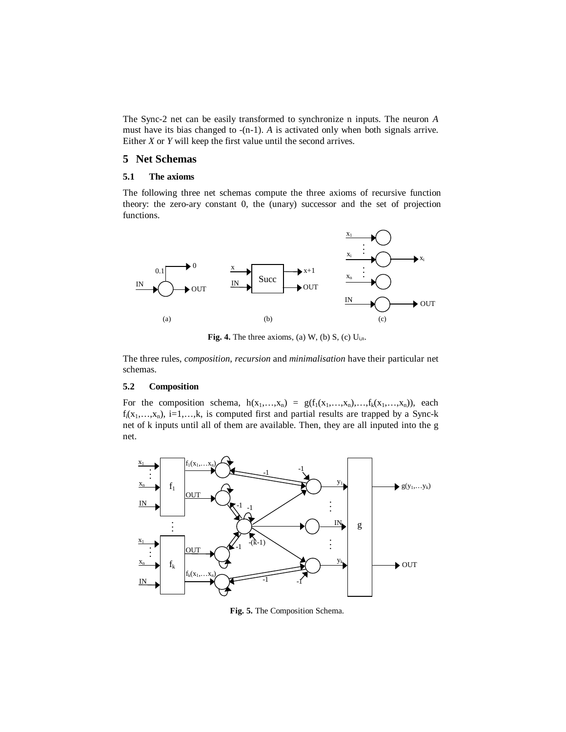The Sync-2 net can be easily transformed to synchronize n inputs. The neuron *A* must have its bias changed to -(n-1). *A* is activated only when both signals arrive. Either *X* or *Y* will keep the first value until the second arrives.

# 5 Net Schemas

## 5.1 The axioms

The following three net schemas compute the three axioms of recursive function theory: the zero-ary constant 0, the (unary) successor and the set of projection functions.

**Fig. 4.** The three axioms, (a) W, (b) S, (c) $U_{i,n}$.

The three rules, *composition*, *recursion* and *minimalisation* have their particular net schemas.

## 5.2 Composition

For the composition schema, $h(x_1,\ldots,x_n) = g(f_1(x_1,\ldots,x_n),\ldots,f_k(x_1,\ldots,x_n))$, each $f_i(x_1,\ldots,x_n)$, $i=1,\ldots,k$, is computed first and partial results are trapped by a Sync-k net of k inputs until all of them are available. Then, they are all inputed into the g net.

**Fig. 5.** The Composition Schema.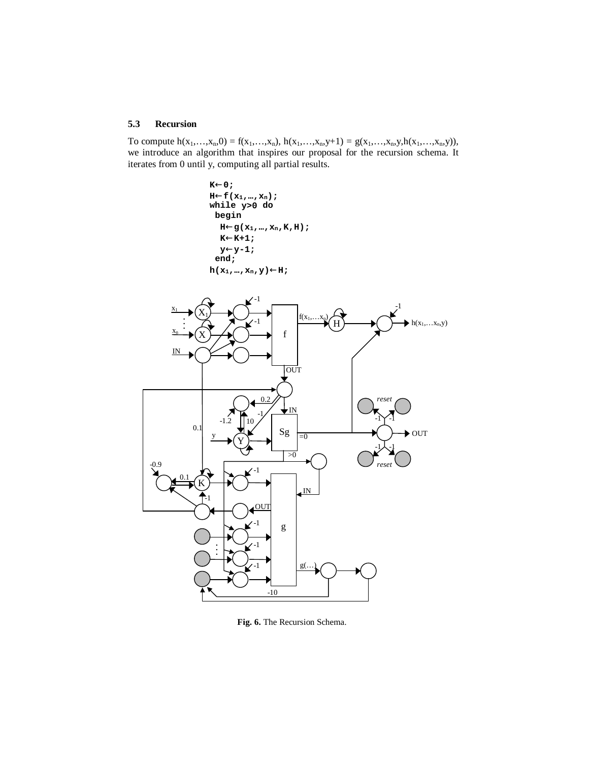### 5.3 Recursion

To compute $h(x_1,\ldots,x_n,0) = f(x_1,\ldots,x_n)$, $h(x_1,\ldots,x_n,y+1) = g(x_1,\ldots,x_n,y,h(x_1,\ldots,x_n,y))$, we introduce an algorithm that inspires our proposal for the recursion schema. It iterates from 0 until y, computing all partial results.

```
K← 0;
H← f(x1,…,xn);
while y>0 do
 begin
  H← g(x1,…,xn,K,H);
  K← K+1;
  y← y-1;
 end;
h(x1,…,xn,y)← H;
```

**Fig. 6.** The Recursion Schema.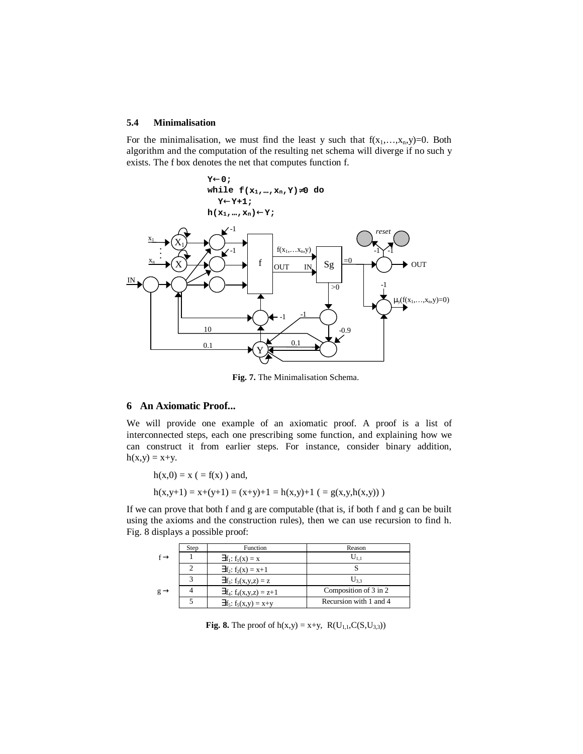### 5.4 Minimalisation

For the minimalisation, we must find the least y such that $f(x_1,\ldots,x_n,y)=0$. Both algorithm and the computation of the resulting net schema will diverge if no such y exists. The f box denotes the net that computes function f.

```
Y← 0;
while f(x1,…,xn,Y)≠0 do
  Y← Y+1;
h(x1,…,xn)← Y;
```

**Fig. 7.** The Minimalisation Schema.

## 6 An Axiomatic Proof...

We will provide one example of an axiomatic proof. A proof is a list of interconnected steps, each one prescribing some function, and explaining how we can construct it from earlier steps. For instance, consider binary addition, $h(x,y) = x+y$.

$h(x,0) = x$ ( $= f(x)$ ) and,

$h(x,y+1) = x+(y+1) = (x+y)+1 = h(x,y)+1$ ( $= g(x,y,h(x,y))$ )

If we can prove that both f and g are computable (that is, if both f and g can be built using the axioms and the construction rules), then we can use recursion to find h. Fig. 8 displays a possible proof:

| | Step | Function | Reason |
|---|---|---|---|
| f → | 1 | $\exists f_1: f_1(x) = x$ | $U_{1,1}$ |
| | 2 | $\exists f_2: f_2(x) = x+1$ | S |
| | 3 | $\exists f_3: f_3(x,y,z) = z$ | $U_{3,3}$ |
| g → | 4 | $\exists f_4: f_4(x,y,z) = z+1$ | Composition of 3 in 2 |
| | 5 | $\exists f_5: f_5(x,y) = x+y$ | Recursion with 1 and 4 |

**Fig. 8.** The proof of $h(x,y) = x+y$, $R(U_{1,1},C(S,U_{3,3}))$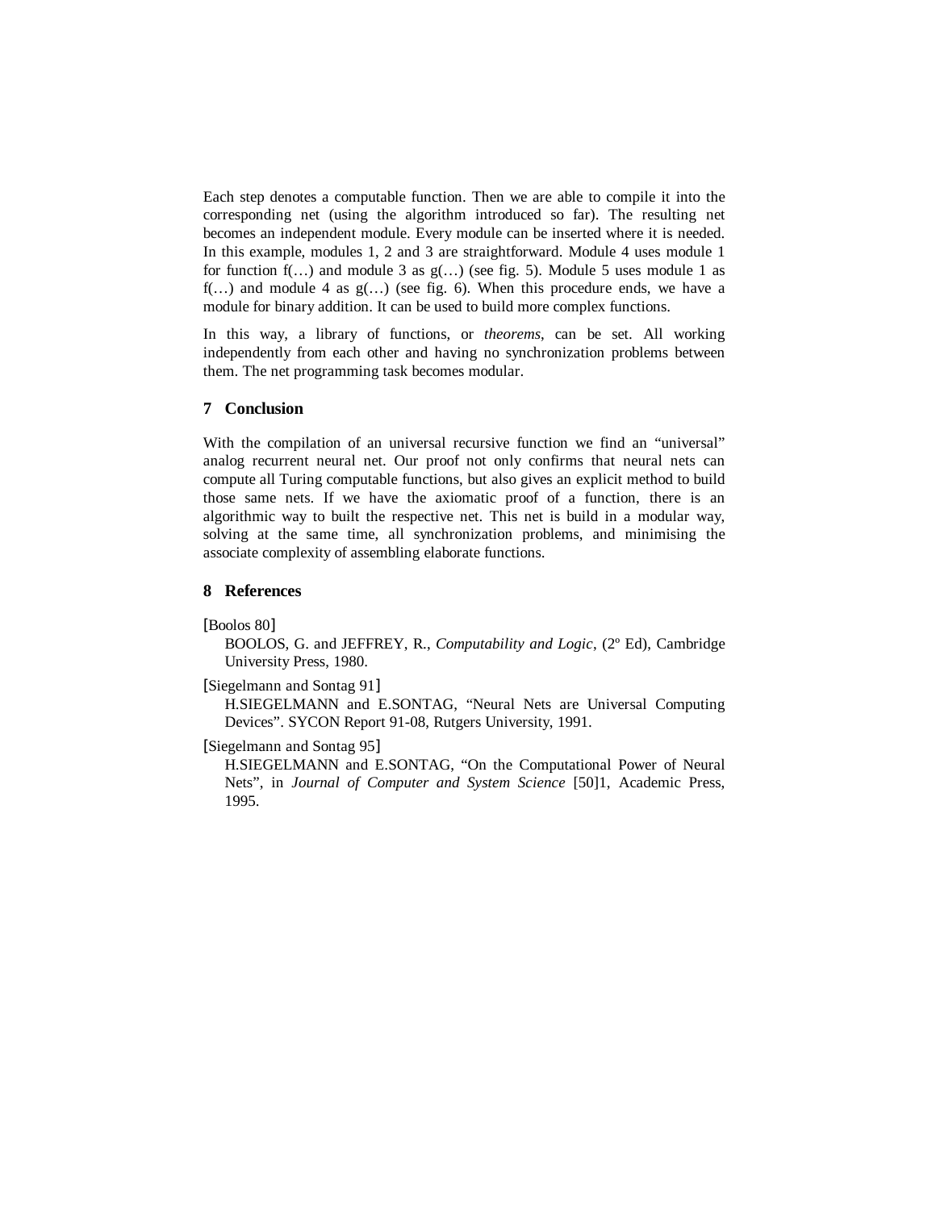Each step denotes a computable function. Then we are able to compile it into the corresponding net (using the algorithm introduced so far). The resulting net becomes an independent module. Every module can be inserted where it is needed. In this example, modules 1, 2 and 3 are straightforward. Module 4 uses module 1 for function f(…) and module 3 as g(…) (see fig. 5). Module 5 uses module 1 as f(…) and module 4 as g(…) (see fig. 6). When this procedure ends, we have a module for binary addition. It can be used to build more complex functions.

In this way, a library of functions, or *theorems*, can be set. All working independently from each other and having no synchronization problems between them. The net programming task becomes modular.

## 7 Conclusion

With the compilation of an universal recursive function we find an "universal" analog recurrent neural net. Our proof not only confirms that neural nets can compute all Turing computable functions, but also gives an explicit method to build those same nets. If we have the axiomatic proof of a function, there is an algorithmic way to built the respective net. This net is build in a modular way, solving at the same time, all synchronization problems, and minimising the associate complexity of assembling elaborate functions.

## 8 References

[Boolos 80]
BOOLOS, G. and JEFFREY, R., *Computability and Logic*, (2º Ed), Cambridge University Press, 1980.

[Siegelmann and Sontag 91]
H.SIEGELMANN and E.SONTAG, "Neural Nets are Universal Computing Devices". SYCON Report 91-08, Rutgers University, 1991.

[Siegelmann and Sontag 95]
H.SIEGELMANN and E.SONTAG, "On the Computational Power of Neural Nets", in *Journal of Computer and System Science* [50]1, Academic Press, 1995.